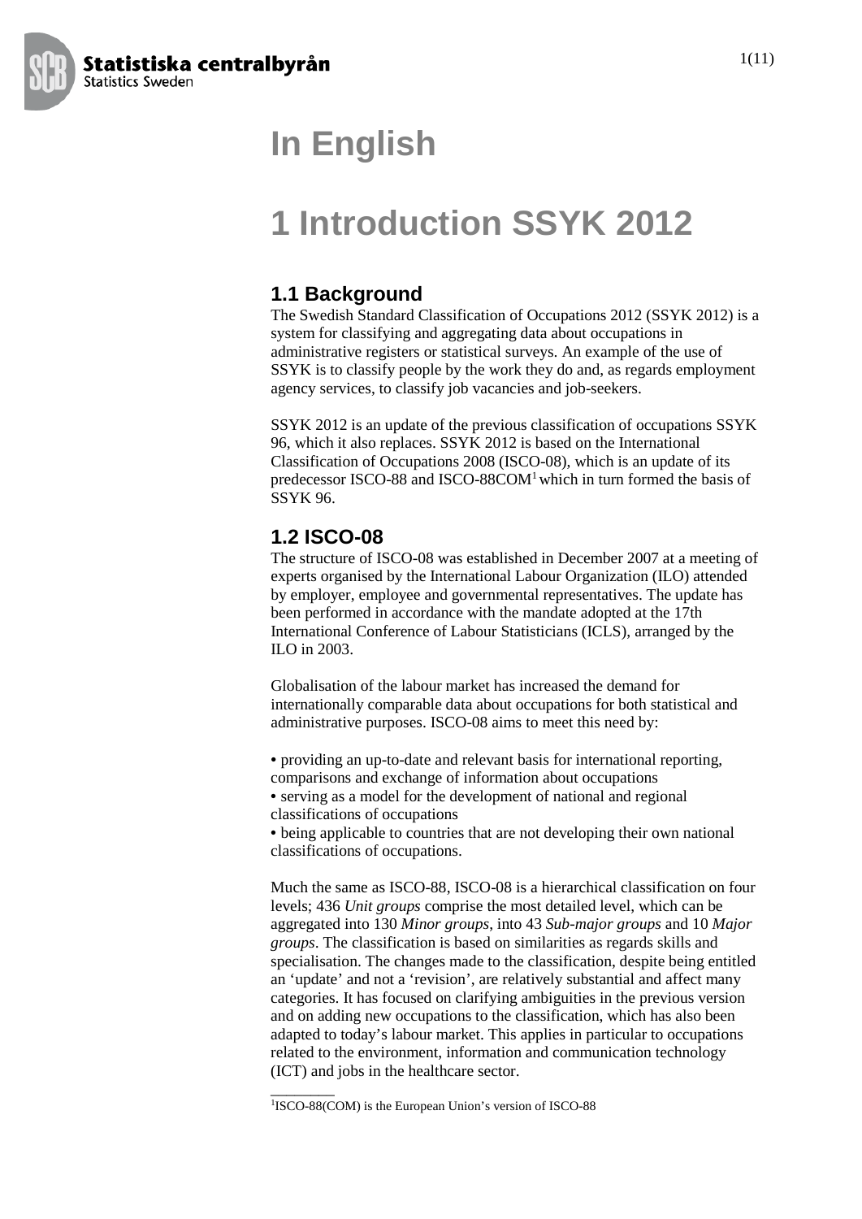# In English

# 1 Introduction SSYK 2012

## 1.1 Background

The Swedish Standard Classification of Occupations 2012 (SSYK 2012) is a system for classifying and aggregating data about occupations in administrative registers or statistical surveys. An example of the use of SSYK is to classify people by the work they do and, as regards employment agency services, to classify job vacancies and job-seekers.

SSYK 2012 is an update of the previous classification of occupations SSYK 96, which it also replaces. SSYK 2012 is based on the International Classification of Occupations 2008 (ISCO-08), which is an update of its predecessor ISCO-88 and ISCO-88COM[1] which in turn formed the basis of SSYK 96.

## 1.2 ISCO-08

The structure of ISCO-08 was established in December 2007 at a meeting of experts organised by the International Labour Organization (ILO) attended by employer, employee and governmental representatives. The update has been performed in accordance with the mandate adopted at the 17th International Conference of Labour Statisticians (ICLS), arranged by the ILO in 2003.

Globalisation of the labour market has increased the demand for internationally comparable data about occupations for both statistical and administrative purposes. ISCO-08 aims to meet this need by:

- providing an up-to-date and relevant basis for international reporting, comparisons and exchange of information about occupations
- serving as a model for the development of national and regional classifications of occupations
- being applicable to countries that are not developing their own national classifications of occupations.

Much the same as ISCO-88, ISCO-08 is a hierarchical classification on four levels; 436 *Unit groups* comprise the most detailed level, which can be aggregated into 130 *Minor groups*, into 43 *Sub-major groups* and 10 *Major groups*. The classification is based on similarities as regards skills and specialisation. The changes made to the classification, despite being entitled an 'update' and not a 'revision', are relatively substantial and affect many categories. It has focused on clarifying ambiguities in the previous version and on adding new occupations to the classification, which has also been adapted to today's labour market. This applies in particular to occupations related to the environment, information and communication technology (ICT) and jobs in the healthcare sector.

---

[1] ISCO-88(COM) is the European Union's version of ISCO-88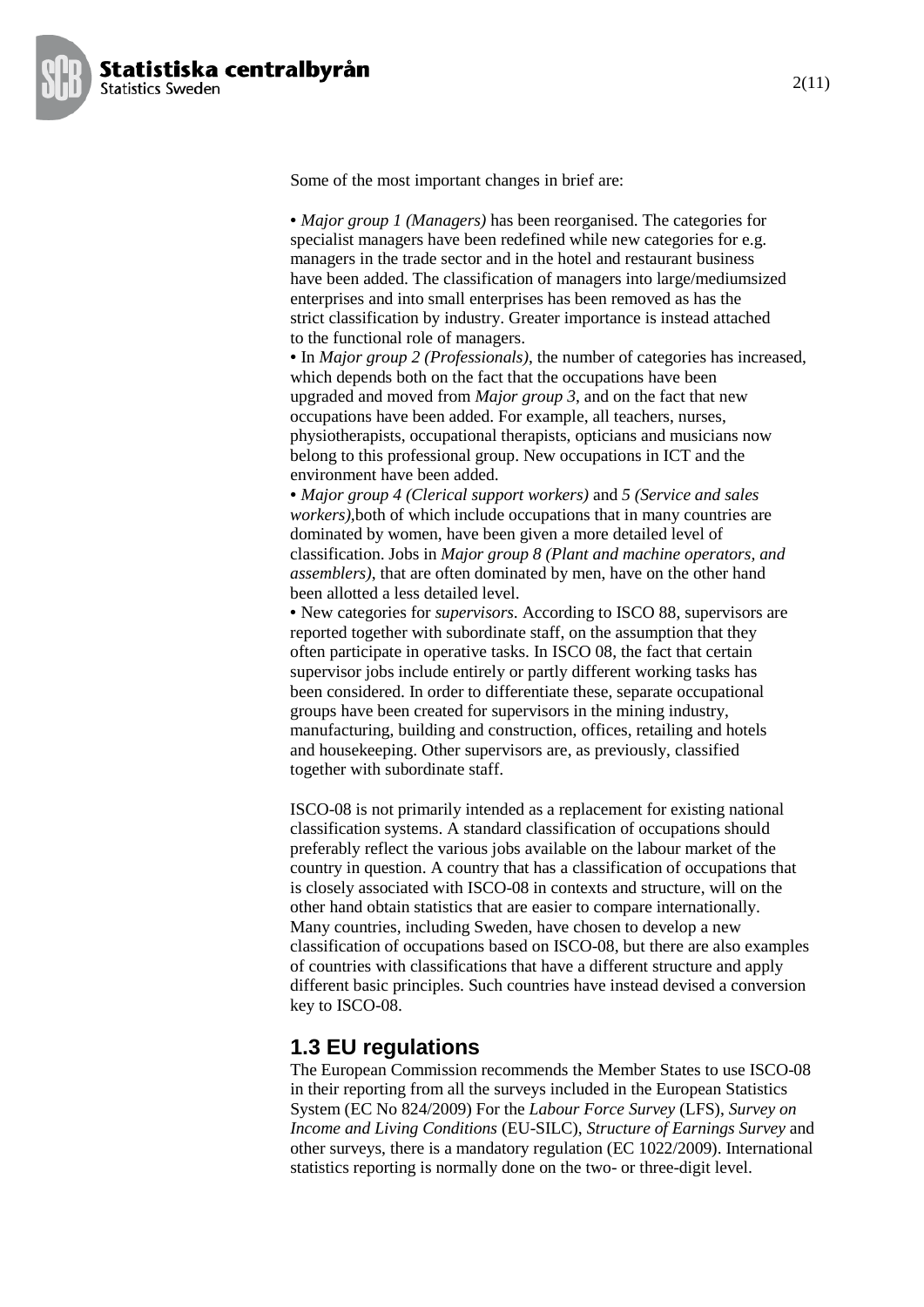Some of the most important changes in brief are:

• *Major group 1 (Managers)* has been reorganised. The categories for specialist managers have been redefined while new categories for e.g. managers in the trade sector and in the hotel and restaurant business have been added. The classification of managers into large/mediumsized enterprises and into small enterprises has been removed as has the strict classification by industry. Greater importance is instead attached to the functional role of managers.

• In *Major group 2 (Professionals)*, the number of categories has increased, which depends both on the fact that the occupations have been upgraded and moved from *Major group 3*, and on the fact that new occupations have been added. For example, all teachers, nurses, physiotherapists, occupational therapists, opticians and musicians now belong to this professional group. New occupations in ICT and the environment have been added.

• *Major group 4 (Clerical support workers)* and *5 (Service and sales workers)*,both of which include occupations that in many countries are dominated by women, have been given a more detailed level of classification. Jobs in *Major group 8 (Plant and machine operators, and assemblers)*, that are often dominated by men, have on the other hand been allotted a less detailed level.

• New categories for *supervisors*. According to ISCO 88, supervisors are reported together with subordinate staff, on the assumption that they often participate in operative tasks. In ISCO 08, the fact that certain supervisor jobs include entirely or partly different working tasks has been considered. In order to differentiate these, separate occupational groups have been created for supervisors in the mining industry, manufacturing, building and construction, offices, retailing and hotels and housekeeping. Other supervisors are, as previously, classified together with subordinate staff.

ISCO-08 is not primarily intended as a replacement for existing national classification systems. A standard classification of occupations should preferably reflect the various jobs available on the labour market of the country in question. A country that has a classification of occupations that is closely associated with ISCO-08 in contexts and structure, will on the other hand obtain statistics that are easier to compare internationally. Many countries, including Sweden, have chosen to develop a new classification of occupations based on ISCO-08, but there are also examples of countries with classifications that have a different structure and apply different basic principles. Such countries have instead devised a conversion key to ISCO-08.

## 1.3 EU regulations

The European Commission recommends the Member States to use ISCO-08 in their reporting from all the surveys included in the European Statistics System (EC No 824/2009) For the *Labour Force Survey* (LFS), *Survey on Income and Living Conditions* (EU-SILC), *Structure of Earnings Survey* and other surveys, there is a mandatory regulation (EC 1022/2009). International statistics reporting is normally done on the two- or three-digit level.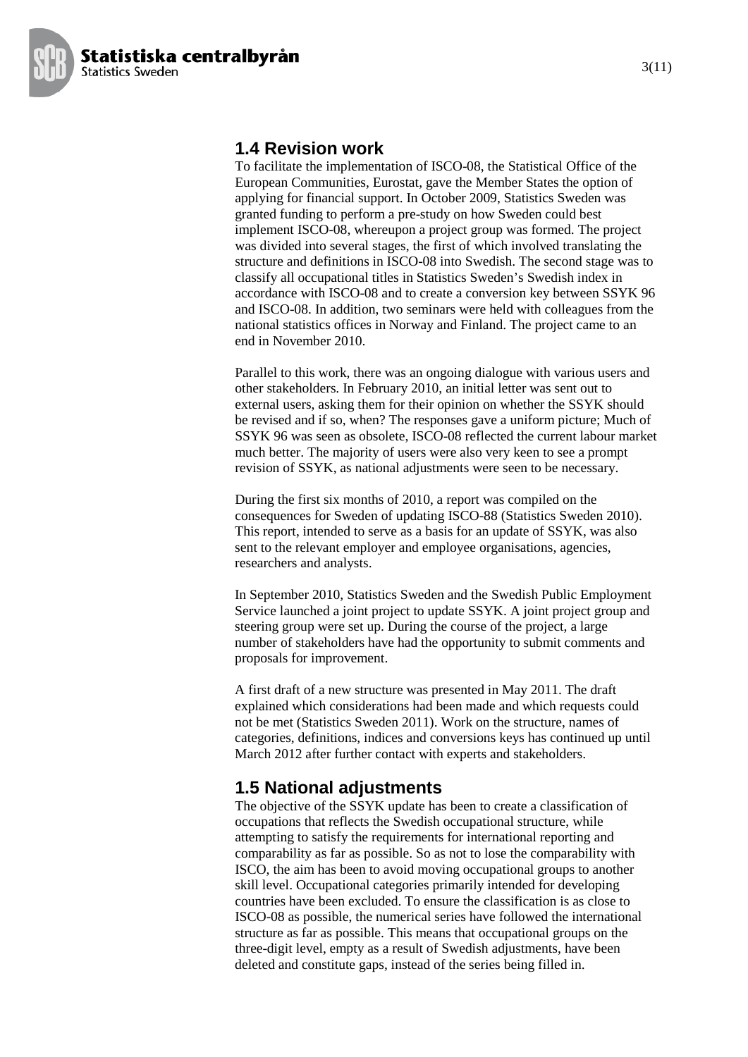## 1.4 Revision work

To facilitate the implementation of ISCO-08, the Statistical Office of the European Communities, Eurostat, gave the Member States the option of applying for financial support. In October 2009, Statistics Sweden was granted funding to perform a pre-study on how Sweden could best implement ISCO-08, whereupon a project group was formed. The project was divided into several stages, the first of which involved translating the structure and definitions in ISCO-08 into Swedish. The second stage was to classify all occupational titles in Statistics Sweden's Swedish index in accordance with ISCO-08 and to create a conversion key between SSYK 96 and ISCO-08. In addition, two seminars were held with colleagues from the national statistics offices in Norway and Finland. The project came to an end in November 2010.

Parallel to this work, there was an ongoing dialogue with various users and other stakeholders. In February 2010, an initial letter was sent out to external users, asking them for their opinion on whether the SSYK should be revised and if so, when? The responses gave a uniform picture; Much of SSYK 96 was seen as obsolete, ISCO-08 reflected the current labour market much better. The majority of users were also very keen to see a prompt revision of SSYK, as national adjustments were seen to be necessary.

During the first six months of 2010, a report was compiled on the consequences for Sweden of updating ISCO-88 (Statistics Sweden 2010). This report, intended to serve as a basis for an update of SSYK, was also sent to the relevant employer and employee organisations, agencies, researchers and analysts.

In September 2010, Statistics Sweden and the Swedish Public Employment Service launched a joint project to update SSYK. A joint project group and steering group were set up. During the course of the project, a large number of stakeholders have had the opportunity to submit comments and proposals for improvement.

A first draft of a new structure was presented in May 2011. The draft explained which considerations had been made and which requests could not be met (Statistics Sweden 2011). Work on the structure, names of categories, definitions, indices and conversions keys has continued up until March 2012 after further contact with experts and stakeholders.

## 1.5 National adjustments

The objective of the SSYK update has been to create a classification of occupations that reflects the Swedish occupational structure, while attempting to satisfy the requirements for international reporting and comparability as far as possible. So as not to lose the comparability with ISCO, the aim has been to avoid moving occupational groups to another skill level. Occupational categories primarily intended for developing countries have been excluded. To ensure the classification is as close to ISCO-08 as possible, the numerical series have followed the international structure as far as possible. This means that occupational groups on the three-digit level, empty as a result of Swedish adjustments, have been deleted and constitute gaps, instead of the series being filled in.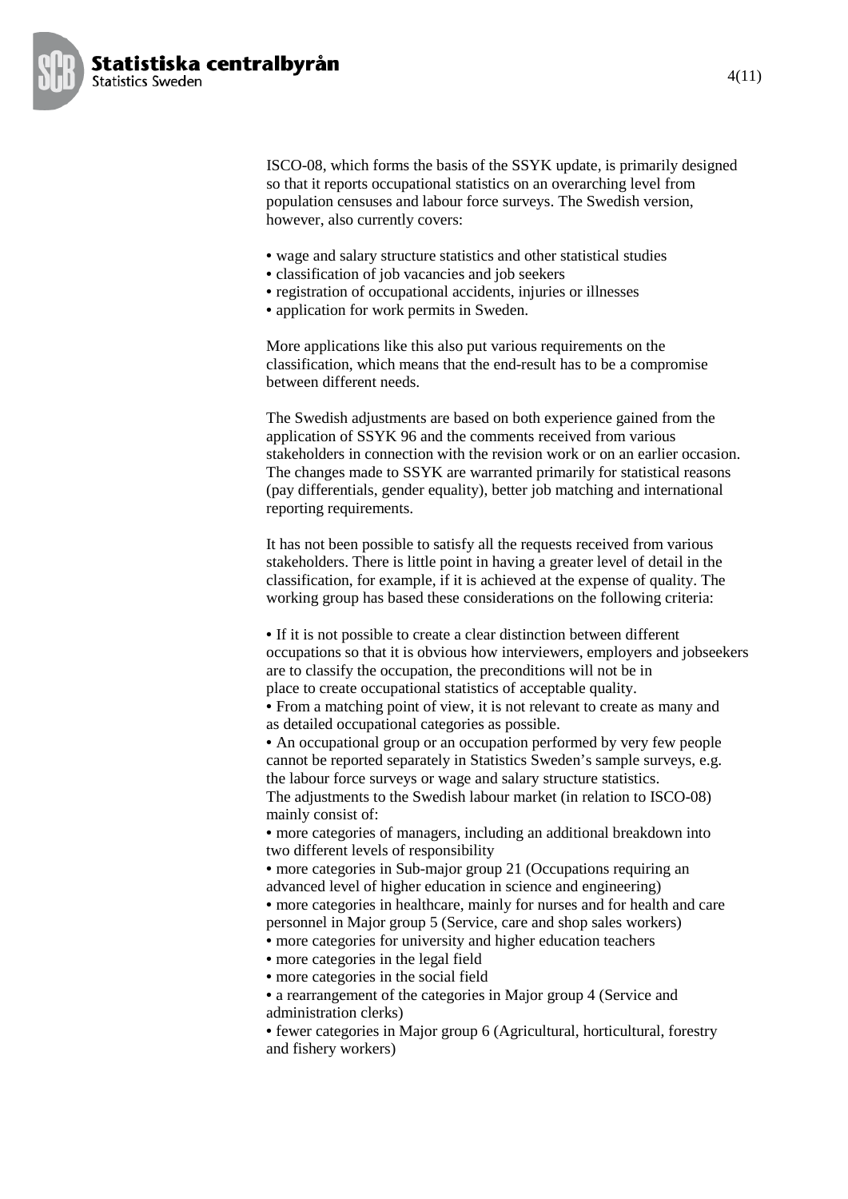ISCO-08, which forms the basis of the SSYK update, is primarily designed so that it reports occupational statistics on an overarching level from population censuses and labour force surveys. The Swedish version, however, also currently covers:

- wage and salary structure statistics and other statistical studies
- classification of job vacancies and job seekers
- registration of occupational accidents, injuries or illnesses
- application for work permits in Sweden.

More applications like this also put various requirements on the classification, which means that the end-result has to be a compromise between different needs.

The Swedish adjustments are based on both experience gained from the application of SSYK 96 and the comments received from various stakeholders in connection with the revision work or on an earlier occasion. The changes made to SSYK are warranted primarily for statistical reasons (pay differentials, gender equality), better job matching and international reporting requirements.

It has not been possible to satisfy all the requests received from various stakeholders. There is little point in having a greater level of detail in the classification, for example, if it is achieved at the expense of quality. The working group has based these considerations on the following criteria:

- If it is not possible to create a clear distinction between different occupations so that it is obvious how interviewers, employers and jobseekers are to classify the occupation, the preconditions will not be in place to create occupational statistics of acceptable quality.
- From a matching point of view, it is not relevant to create as many and as detailed occupational categories as possible.
- An occupational group or an occupation performed by very few people cannot be reported separately in Statistics Sweden's sample surveys, e.g. the labour force surveys or wage and salary structure statistics.

The adjustments to the Swedish labour market (in relation to ISCO-08) mainly consist of:

- more categories of managers, including an additional breakdown into two different levels of responsibility
- more categories in Sub-major group 21 (Occupations requiring an advanced level of higher education in science and engineering)
- more categories in healthcare, mainly for nurses and for health and care personnel in Major group 5 (Service, care and shop sales workers)
- more categories for university and higher education teachers
- more categories in the legal field
- more categories in the social field
- a rearrangement of the categories in Major group 4 (Service and administration clerks)
- fewer categories in Major group 6 (Agricultural, horticultural, forestry and fishery workers)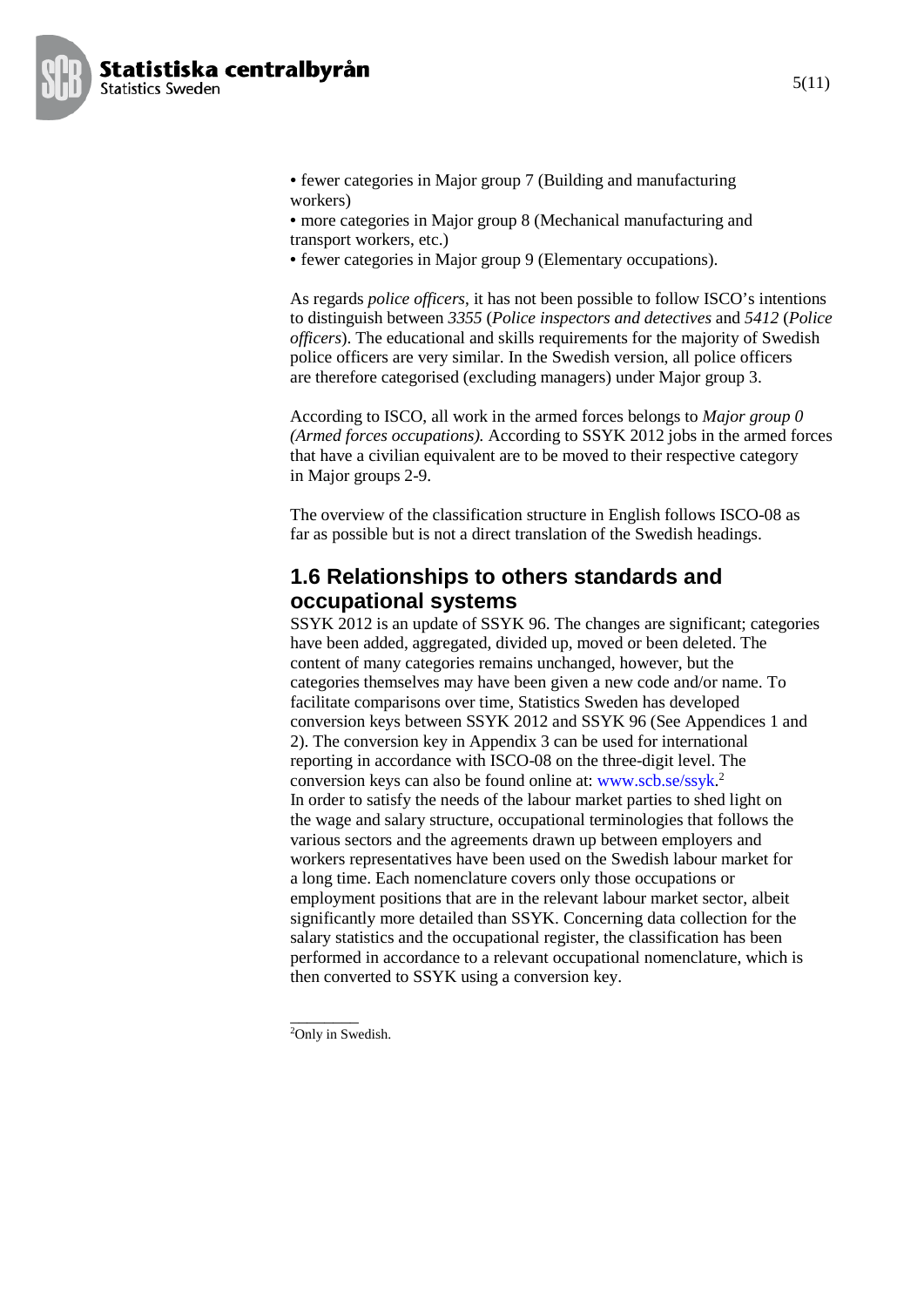- fewer categories in Major group 7 (Building and manufacturing workers)
- more categories in Major group 8 (Mechanical manufacturing and transport workers, etc.)
- fewer categories in Major group 9 (Elementary occupations).

As regards *police officers*, it has not been possible to follow ISCO's intentions to distinguish between *3355* (*Police inspectors and detectives* and *5412* (*Police officers*). The educational and skills requirements for the majority of Swedish police officers are very similar. In the Swedish version, all police officers are therefore categorised (excluding managers) under Major group 3.

According to ISCO, all work in the armed forces belongs to *Major group 0 (Armed forces occupations).* According to SSYK 2012 jobs in the armed forces that have a civilian equivalent are to be moved to their respective category in Major groups 2-9.

The overview of the classification structure in English follows ISCO-08 as far as possible but is not a direct translation of the Swedish headings.

## 1.6 Relationships to others standards and occupational systems

SSYK 2012 is an update of SSYK 96. The changes are significant; categories have been added, aggregated, divided up, moved or been deleted. The content of many categories remains unchanged, however, but the categories themselves may have been given a new code and/or name. To facilitate comparisons over time, Statistics Sweden has developed conversion keys between SSYK 2012 and SSYK 96 (See Appendices 1 and 2). The conversion key in Appendix 3 can be used for international reporting in accordance with ISCO-08 on the three-digit level. The conversion keys can also be found online at: www.scb.se/ssyk.[2]
In order to satisfy the needs of the labour market parties to shed light on the wage and salary structure, occupational terminologies that follows the various sectors and the agreements drawn up between employers and workers representatives have been used on the Swedish labour market for a long time. Each nomenclature covers only those occupations or employment positions that are in the relevant labour market sector, albeit significantly more detailed than SSYK. Concerning data collection for the salary statistics and the occupational register, the classification has been performed in accordance to a relevant occupational nomenclature, which is then converted to SSYK using a conversion key.

---

[2]Only in Swedish.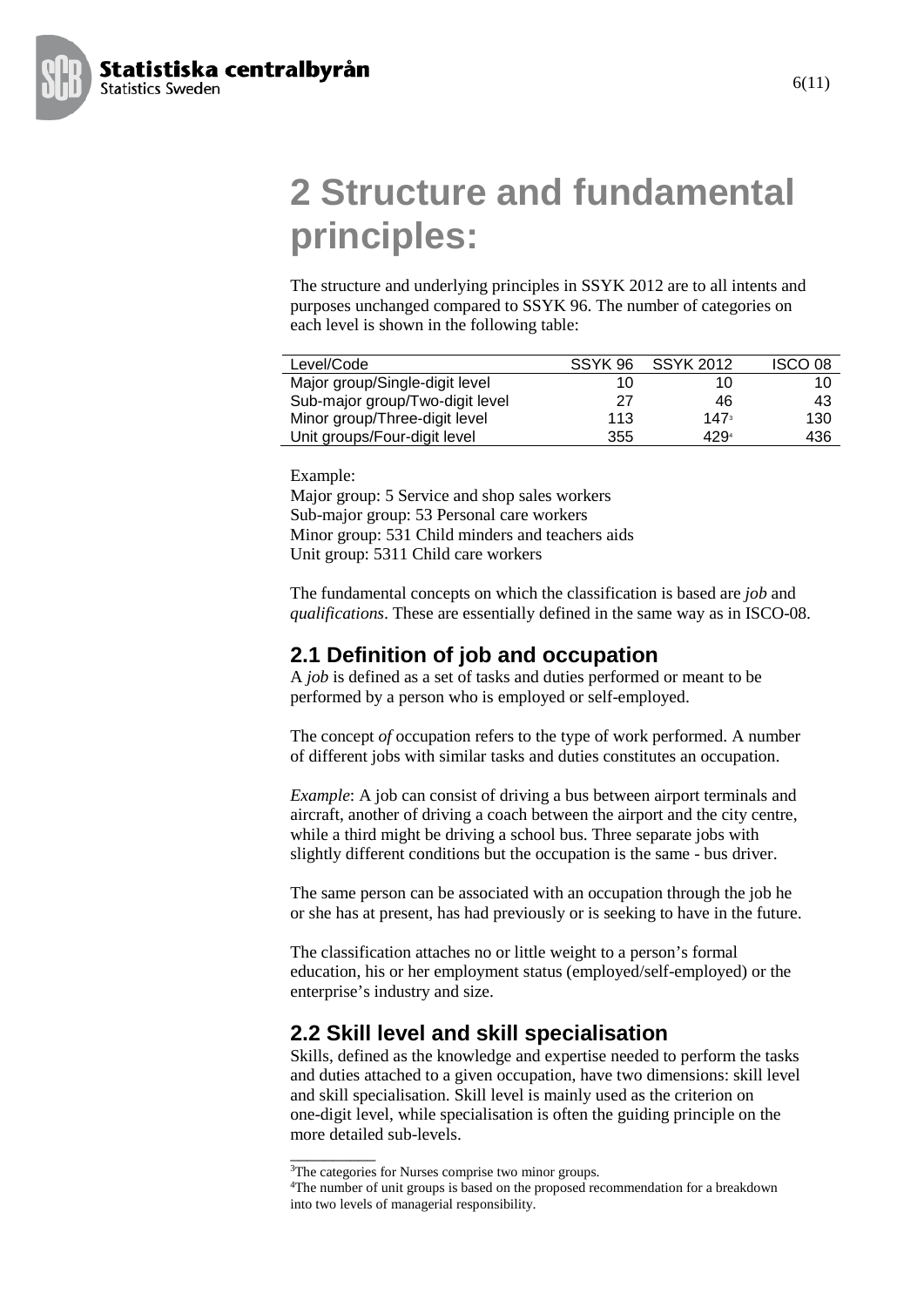# 2 Structure and fundamental principles:

The structure and underlying principles in SSYK 2012 are to all intents and purposes unchanged compared to SSYK 96. The number of categories on each level is shown in the following table:

| Level/Code | SSYK 96 | SSYK 2012 | ISCO 08 |
|---|---|---|---|
| Major group/Single-digit level | 10 | 10 | 10 |
| Sub-major group/Two-digit level | 27 | 46 | 43 |
| Minor group/Three-digit level | 113 | 147[3] | 130 |
| Unit groups/Four-digit level | 355 | 429[4] | 436 |

Example:
Major group: 5 Service and shop sales workers
Sub-major group: 53 Personal care workers
Minor group: 531 Child minders and teachers aids
Unit group: 5311 Child care workers

The fundamental concepts on which the classification is based are *job* and *qualifications*. These are essentially defined in the same way as in ISCO-08.

## 2.1 Definition of job and occupation

A *job* is defined as a set of tasks and duties performed or meant to be performed by a person who is employed or self-employed.

The concept *of* occupation refers to the type of work performed. A number of different jobs with similar tasks and duties constitutes an occupation.

*Example*: A job can consist of driving a bus between airport terminals and aircraft, another of driving a coach between the airport and the city centre, while a third might be driving a school bus. Three separate jobs with slightly different conditions but the occupation is the same - bus driver.

The same person can be associated with an occupation through the job he or she has at present, has had previously or is seeking to have in the future.

The classification attaches no or little weight to a person's formal education, his or her employment status (employed/self-employed) or the enterprise's industry and size.

## 2.2 Skill level and skill specialisation

Skills, defined as the knowledge and expertise needed to perform the tasks and duties attached to a given occupation, have two dimensions: skill level and skill specialisation. Skill level is mainly used as the criterion on one-digit level, while specialisation is often the guiding principle on the more detailed sub-levels.

---

[3] The categories for Nurses comprise two minor groups.
[4] The number of unit groups is based on the proposed recommendation for a breakdown into two levels of managerial responsibility.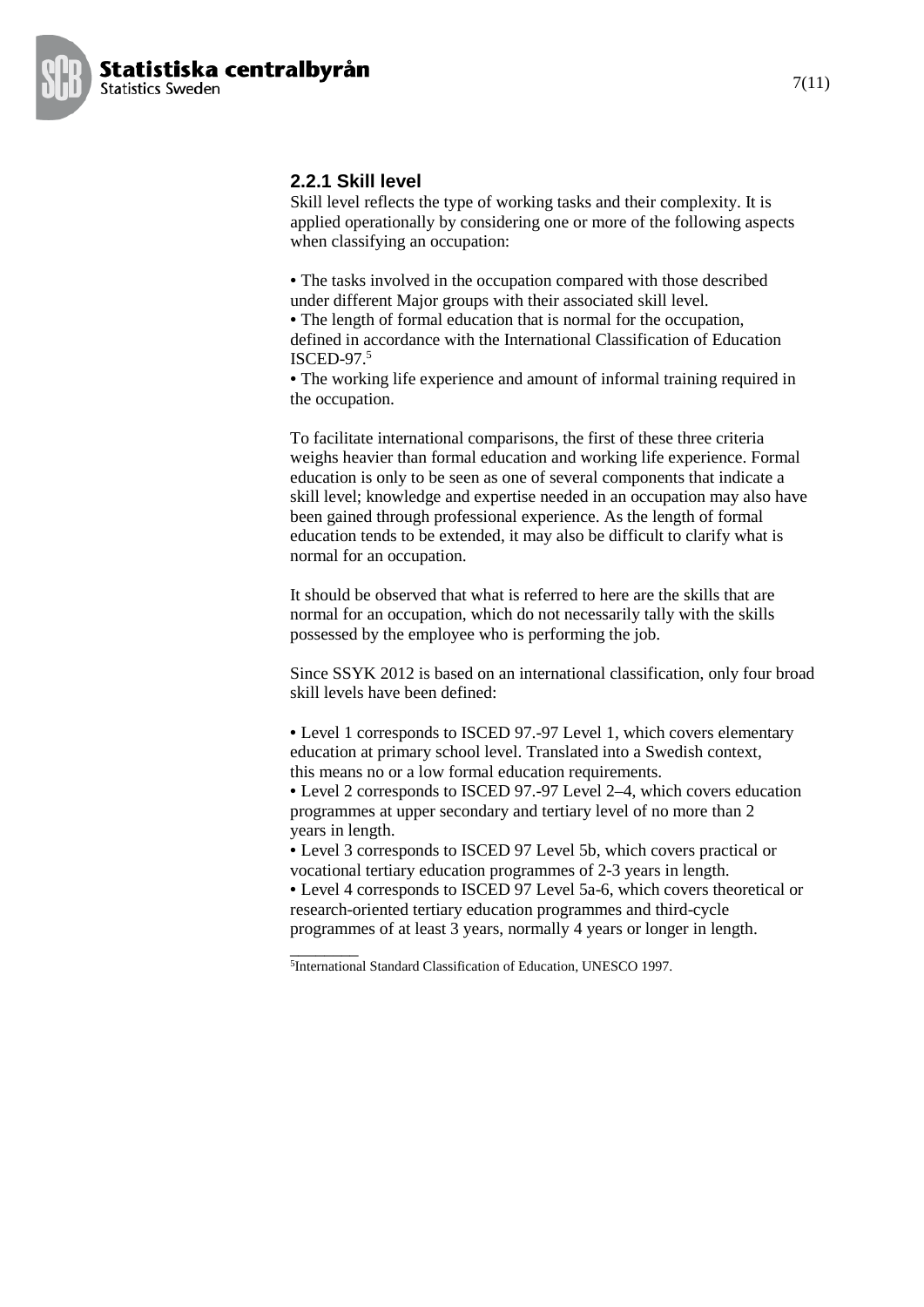### 2.2.1 Skill level

Skill level reflects the type of working tasks and their complexity. It is applied operationally by considering one or more of the following aspects when classifying an occupation:

- The tasks involved in the occupation compared with those described under different Major groups with their associated skill level.
- The length of formal education that is normal for the occupation, defined in accordance with the International Classification of Education ISCED-97.[5]
- The working life experience and amount of informal training required in the occupation.

To facilitate international comparisons, the first of these three criteria weighs heavier than formal education and working life experience. Formal education is only to be seen as one of several components that indicate a skill level; knowledge and expertise needed in an occupation may also have been gained through professional experience. As the length of formal education tends to be extended, it may also be difficult to clarify what is normal for an occupation.

It should be observed that what is referred to here are the skills that are normal for an occupation, which do not necessarily tally with the skills possessed by the employee who is performing the job.

Since SSYK 2012 is based on an international classification, only four broad skill levels have been defined:

- Level 1 corresponds to ISCED 97.-97 Level 1, which covers elementary education at primary school level. Translated into a Swedish context, this means no or a low formal education requirements.
- Level 2 corresponds to ISCED 97.-97 Level 2–4, which covers education programmes at upper secondary and tertiary level of no more than 2 years in length.
- Level 3 corresponds to ISCED 97 Level 5b, which covers practical or vocational tertiary education programmes of 2-3 years in length.
- Level 4 corresponds to ISCED 97 Level 5a-6, which covers theoretical or research-oriented tertiary education programmes and third-cycle programmes of at least 3 years, normally 4 years or longer in length.

---

[5]International Standard Classification of Education, UNESCO 1997.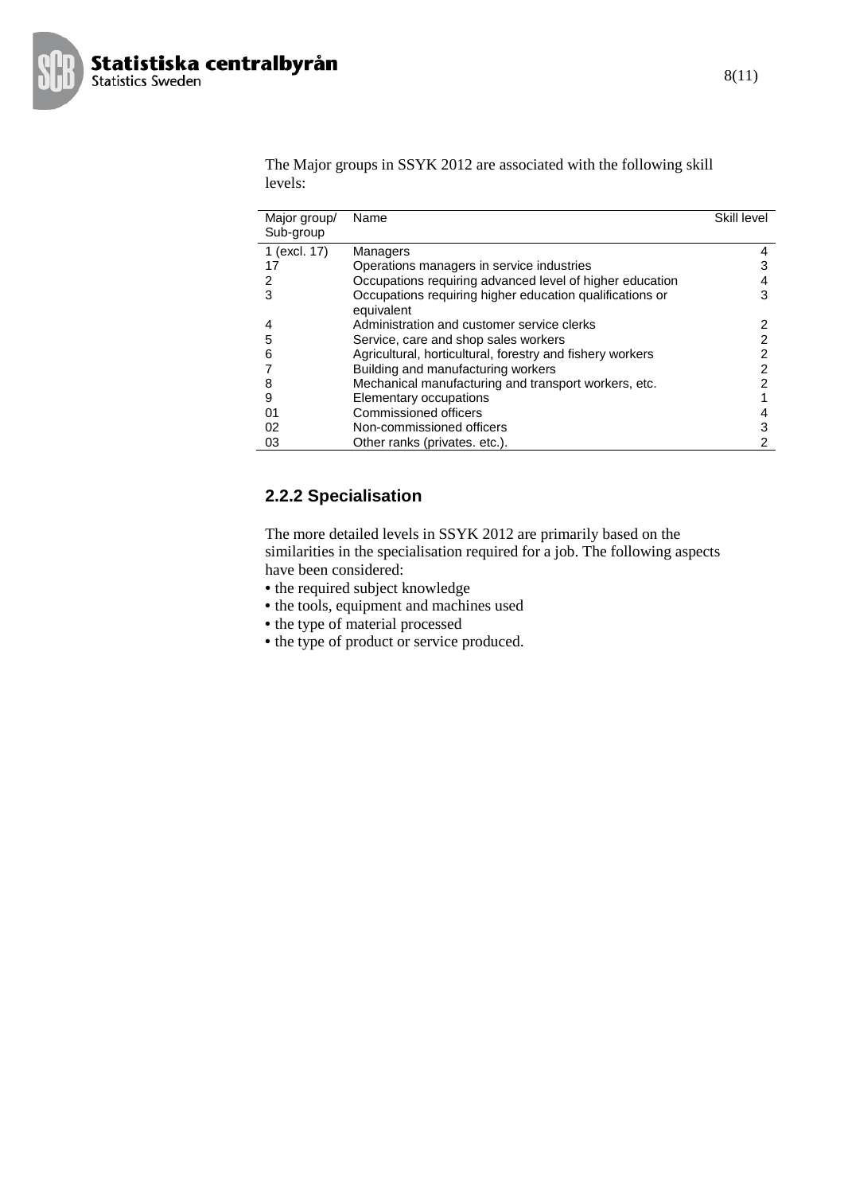The Major groups in SSYK 2012 are associated with the following skill levels:

| Major group/ Sub-group | Name | Skill level |
|---|---|---|
| 1 (excl. 17) | Managers | 4 |
| 17 | Operations managers in service industries | 3 |
| 2 | Occupations requiring advanced level of higher education | 4 |
| 3 | Occupations requiring higher education qualifications or equivalent | 3 |
| 4 | Administration and customer service clerks | 2 |
| 5 | Service, care and shop sales workers | 2 |
| 6 | Agricultural, horticultural, forestry and fishery workers | 2 |
| 7 | Building and manufacturing workers | 2 |
| 8 | Mechanical manufacturing and transport workers, etc. | 2 |
| 9 | Elementary occupations | 1 |
| 01 | Commissioned officers | 4 |
| 02 | Non-commissioned officers | 3 |
| 03 | Other ranks (privates. etc.). | 2 |

### 2.2.2 Specialisation

The more detailed levels in SSYK 2012 are primarily based on the similarities in the specialisation required for a job. The following aspects have been considered:

- the required subject knowledge
- the tools, equipment and machines used
- the type of material processed
- the type of product or service produced.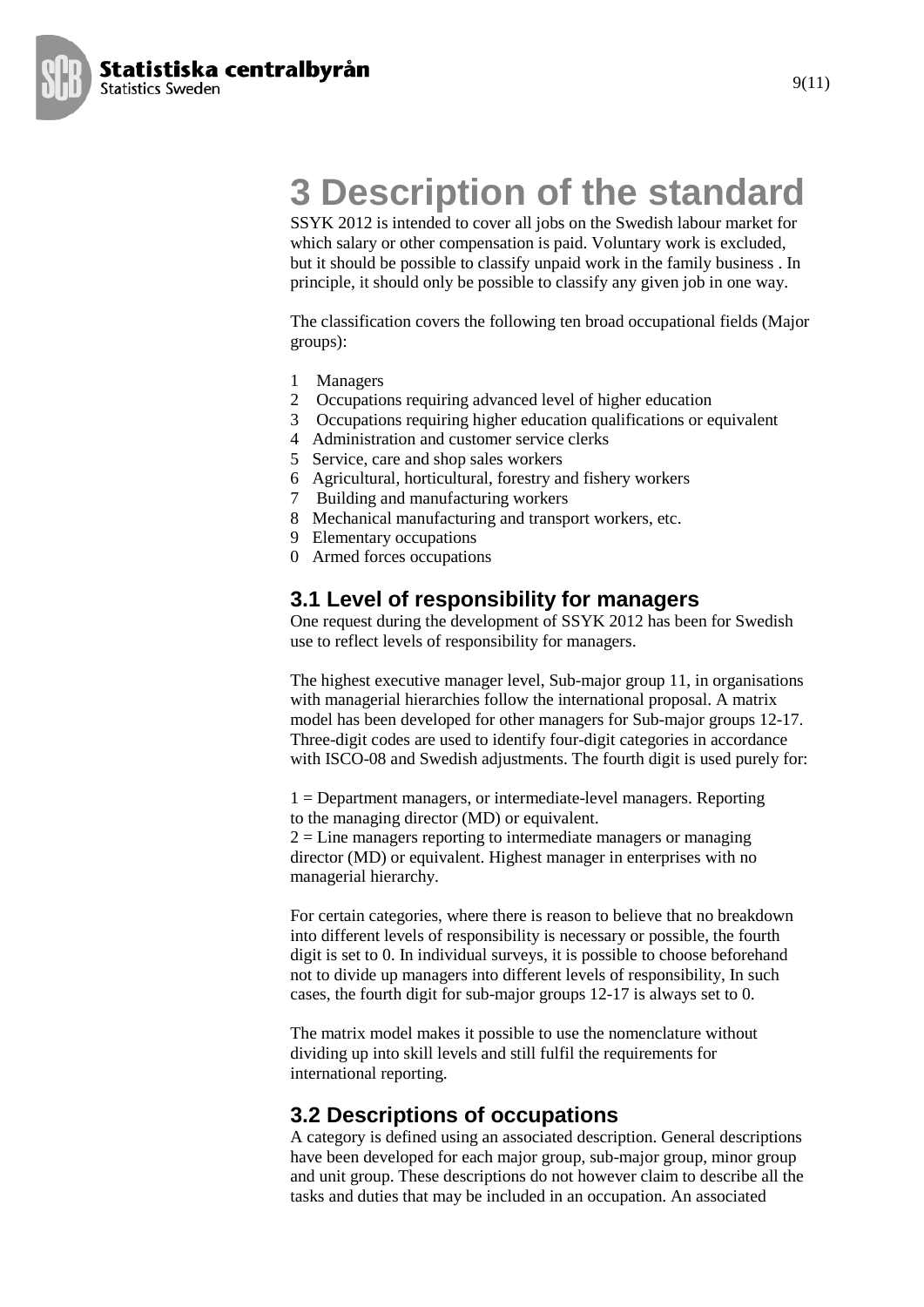# 3 Description of the standard

SSYK 2012 is intended to cover all jobs on the Swedish labour market for which salary or other compensation is paid. Voluntary work is excluded, but it should be possible to classify unpaid work in the family business . In principle, it should only be possible to classify any given job in one way.

The classification covers the following ten broad occupational fields (Major groups):

1 Managers
2 Occupations requiring advanced level of higher education
3 Occupations requiring higher education qualifications or equivalent
4 Administration and customer service clerks
5 Service, care and shop sales workers
6 Agricultural, horticultural, forestry and fishery workers
7 Building and manufacturing workers
8 Mechanical manufacturing and transport workers, etc.
9 Elementary occupations
0 Armed forces occupations

## 3.1 Level of responsibility for managers

One request during the development of SSYK 2012 has been for Swedish use to reflect levels of responsibility for managers.

The highest executive manager level, Sub-major group 11, in organisations with managerial hierarchies follow the international proposal. A matrix model has been developed for other managers for Sub-major groups 12-17. Three-digit codes are used to identify four-digit categories in accordance with ISCO-08 and Swedish adjustments. The fourth digit is used purely for:

1 = Department managers, or intermediate-level managers. Reporting to the managing director (MD) or equivalent.
2 = Line managers reporting to intermediate managers or managing director (MD) or equivalent. Highest manager in enterprises with no managerial hierarchy.

For certain categories, where there is reason to believe that no breakdown into different levels of responsibility is necessary or possible, the fourth digit is set to 0. In individual surveys, it is possible to choose beforehand not to divide up managers into different levels of responsibility, In such cases, the fourth digit for sub-major groups 12-17 is always set to 0.

The matrix model makes it possible to use the nomenclature without dividing up into skill levels and still fulfil the requirements for international reporting.

## 3.2 Descriptions of occupations

A category is defined using an associated description. General descriptions have been developed for each major group, sub-major group, minor group and unit group. These descriptions do not however claim to describe all the tasks and duties that may be included in an occupation. An associated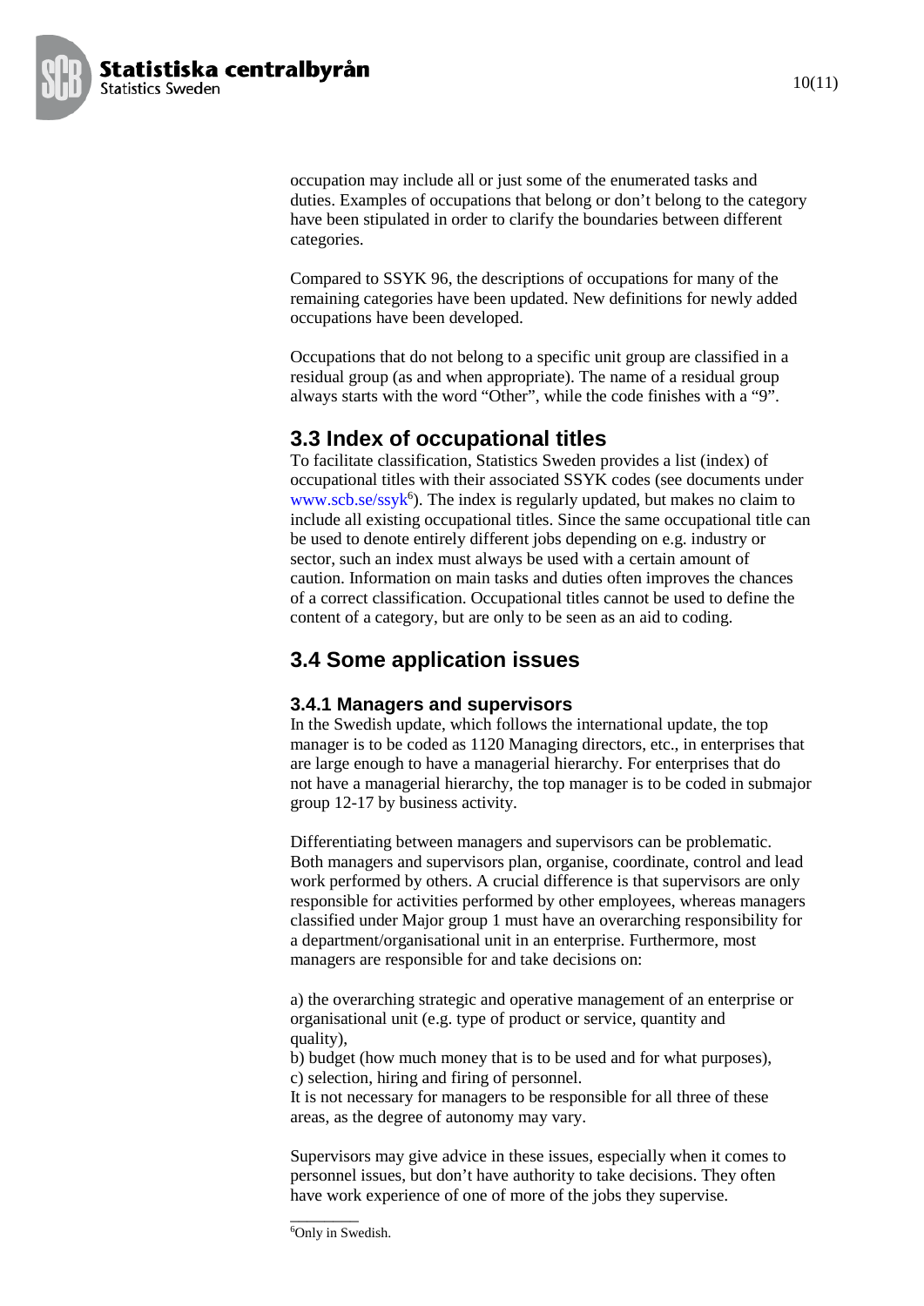occupation may include all or just some of the enumerated tasks and duties. Examples of occupations that belong or don't belong to the category have been stipulated in order to clarify the boundaries between different categories.

Compared to SSYK 96, the descriptions of occupations for many of the remaining categories have been updated. New definitions for newly added occupations have been developed.

Occupations that do not belong to a specific unit group are classified in a residual group (as and when appropriate). The name of a residual group always starts with the word "Other", while the code finishes with a "9".

## 3.3 Index of occupational titles

To facilitate classification, Statistics Sweden provides a list (index) of occupational titles with their associated SSYK codes (see documents under www.scb.se/ssyk[6]). The index is regularly updated, but makes no claim to include all existing occupational titles. Since the same occupational title can be used to denote entirely different jobs depending on e.g. industry or sector, such an index must always be used with a certain amount of caution. Information on main tasks and duties often improves the chances of a correct classification. Occupational titles cannot be used to define the content of a category, but are only to be seen as an aid to coding.

## 3.4 Some application issues

### 3.4.1 Managers and supervisors

In the Swedish update, which follows the international update, the top manager is to be coded as 1120 Managing directors, etc., in enterprises that are large enough to have a managerial hierarchy. For enterprises that do not have a managerial hierarchy, the top manager is to be coded in submajor group 12-17 by business activity.

Differentiating between managers and supervisors can be problematic. Both managers and supervisors plan, organise, coordinate, control and lead work performed by others. A crucial difference is that supervisors are only responsible for activities performed by other employees, whereas managers classified under Major group 1 must have an overarching responsibility for a department/organisational unit in an enterprise. Furthermore, most managers are responsible for and take decisions on:

a) the overarching strategic and operative management of an enterprise or organisational unit (e.g. type of product or service, quantity and quality),  
b) budget (how much money that is to be used and for what purposes),  
c) selection, hiring and firing of personnel.  
It is not necessary for managers to be responsible for all three of these areas, as the degree of autonomy may vary.

Supervisors may give advice in these issues, especially when it comes to personnel issues, but don't have authority to take decisions. They often have work experience of one of more of the jobs they supervise.

---

[6] Only in Swedish.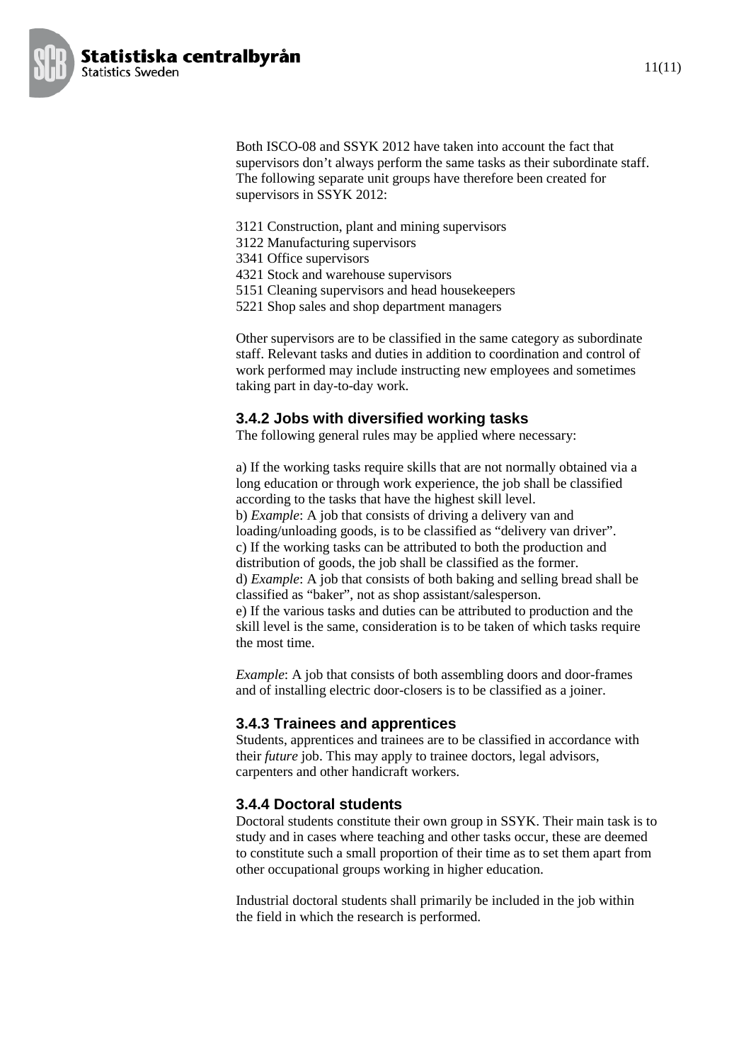Both ISCO-08 and SSYK 2012 have taken into account the fact that supervisors don't always perform the same tasks as their subordinate staff. The following separate unit groups have therefore been created for supervisors in SSYK 2012:

3121 Construction, plant and mining supervisors
3122 Manufacturing supervisors
3341 Office supervisors
4321 Stock and warehouse supervisors
5151 Cleaning supervisors and head housekeepers
5221 Shop sales and shop department managers

Other supervisors are to be classified in the same category as subordinate staff. Relevant tasks and duties in addition to coordination and control of work performed may include instructing new employees and sometimes taking part in day-to-day work.

### 3.4.2 Jobs with diversified working tasks

The following general rules may be applied where necessary:

a) If the working tasks require skills that are not normally obtained via a long education or through work experience, the job shall be classified according to the tasks that have the highest skill level.
b) *Example*: A job that consists of driving a delivery van and loading/unloading goods, is to be classified as "delivery van driver".
c) If the working tasks can be attributed to both the production and distribution of goods, the job shall be classified as the former.
d) *Example*: A job that consists of both baking and selling bread shall be classified as "baker", not as shop assistant/salesperson.
e) If the various tasks and duties can be attributed to production and the skill level is the same, consideration is to be taken of which tasks require the most time.

*Example*: A job that consists of both assembling doors and door-frames and of installing electric door-closers is to be classified as a joiner.

### 3.4.3 Trainees and apprentices

Students, apprentices and trainees are to be classified in accordance with their *future* job. This may apply to trainee doctors, legal advisors, carpenters and other handicraft workers.

### 3.4.4 Doctoral students

Doctoral students constitute their own group in SSYK. Their main task is to study and in cases where teaching and other tasks occur, these are deemed to constitute such a small proportion of their time as to set them apart from other occupational groups working in higher education.

Industrial doctoral students shall primarily be included in the job within the field in which the research is performed.